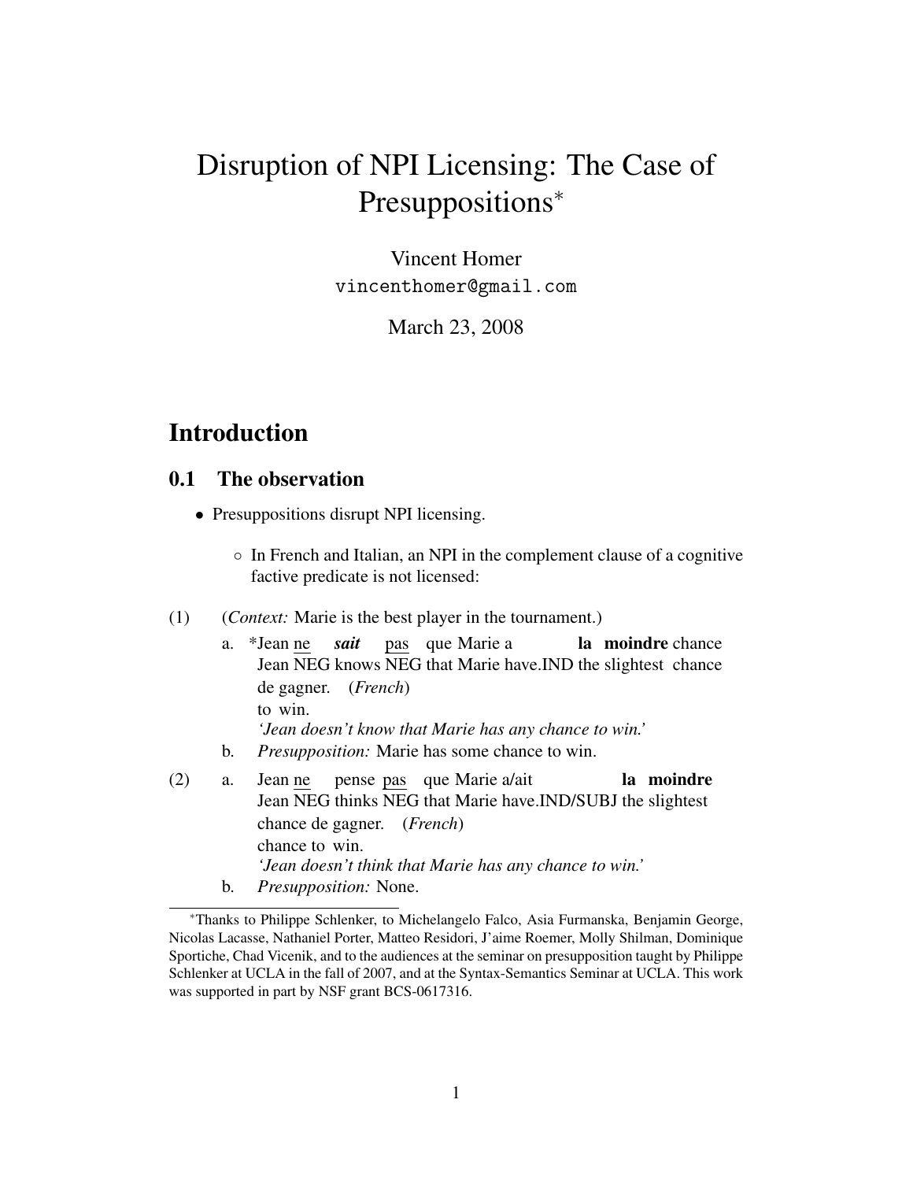# Disruption of NPI Licensing: The Case of Presuppositions*

Vincent Homer
vincenthomer@gmail.com

March 23, 2008

## Introduction

### 0.1 The observation

- Presuppositions disrupt NPI licensing.
  - In French and Italian, an NPI in the complement clause of a cognitive factive predicate is not licensed:

(1) (*Context:* Marie is the best player in the tournament.)

a. *Jean <u>ne</u> ***sait*** <u>pas</u> que Marie a **la moindre** chance de gagner. (*French*)
   Jean NEG knows NEG that Marie have.IND the slightest chance to win.
   *'Jean doesn't know that Marie has any chance to win.'*

b. *Presupposition:* Marie has some chance to win.

(2) a. Jean <u>ne</u> pense <u>pas</u> que Marie a/ait **la moindre** chance de gagner. (*French*)
   Jean NEG thinks NEG that Marie have.IND/SUBJ the slightest chance to win.
   *'Jean doesn't think that Marie has any chance to win.'*

b. *Presupposition:* None.

---

*Thanks to Philippe Schlenker, to Michelangelo Falco, Asia Furmanska, Benjamin George, Nicolas Lacasse, Nathaniel Porter, Matteo Residori, J'aime Roemer, Molly Shilman, Dominique Sportiche, Chad Vicenik, and to the audiences at the seminar on presupposition taught by Philippe Schlenker at UCLA in the fall of 2007, and at the Syntax-Semantics Seminar at UCLA. This work was supported in part by NSF grant BCS-0617316.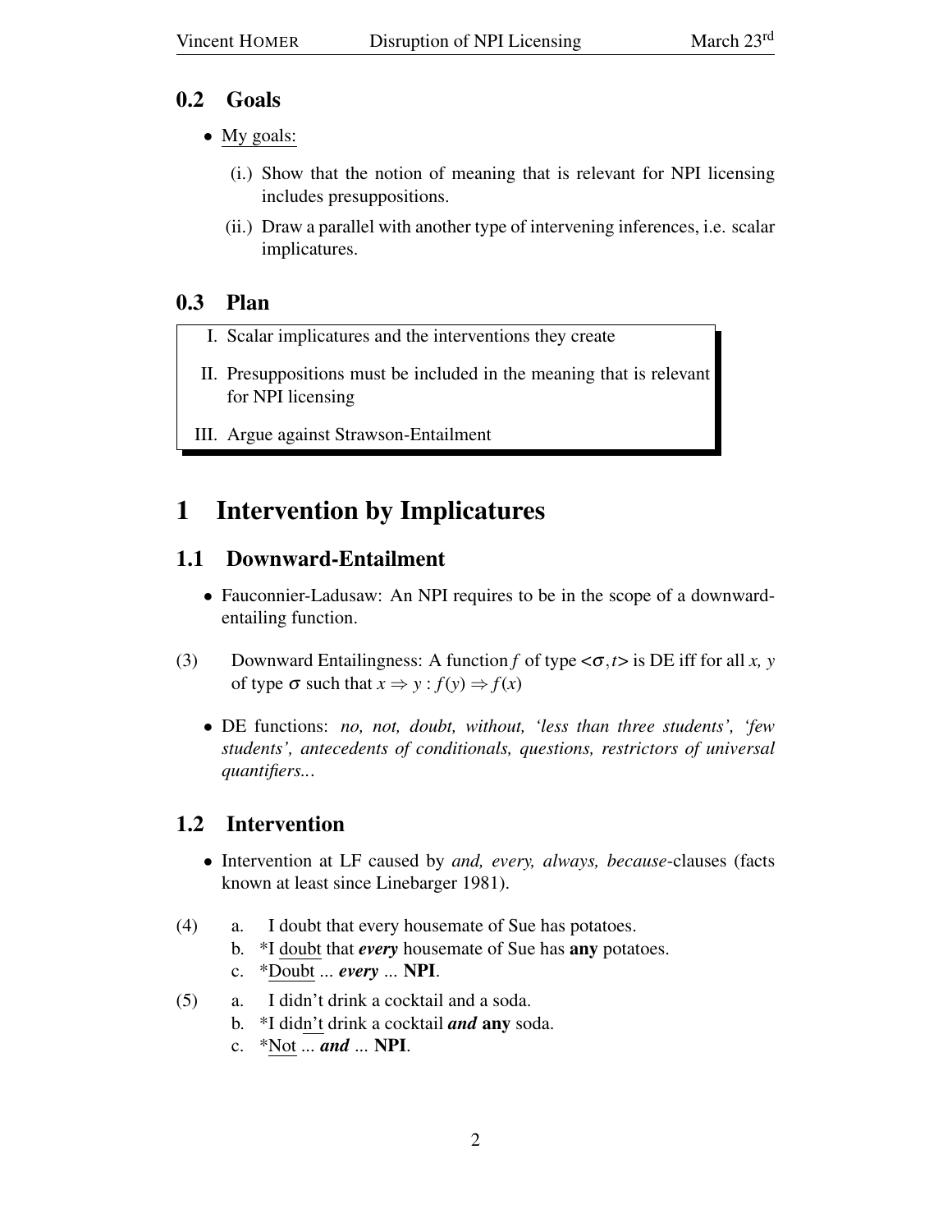## 0.2 Goals

- My goals:

  (i.) Show that the notion of meaning that is relevant for NPI licensing includes presuppositions.

  (ii.) Draw a parallel with another type of intervening inferences, i.e. scalar implicatures.

## 0.3 Plan

I. Scalar implicatures and the interventions they create

II. Presuppositions must be included in the meaning that is relevant for NPI licensing

III. Argue against Strawson-Entailment

# 1 Intervention by Implicatures

## 1.1 Downward-Entailment

- Fauconnier-Ladusaw: An NPI requires to be in the scope of a downward-entailing function.

(3) Downward Entailingness: A function $f$ of type $<\sigma,t>$ is DE iff for all $x$, $y$ of type $\sigma$ such that $x \Rightarrow y : f(y) \Rightarrow f(x)$

- DE functions: *no, not, doubt, without, 'less than three students', 'few students', antecedents of conditionals, questions, restrictors of universal quantifiers...*

## 1.2 Intervention

- Intervention at LF caused by *and, every, always, because*-clauses (facts known at least since Linebarger 1981).

(4) a. I doubt that every housemate of Sue has potatoes.
    b. *I doubt that ***every*** housemate of Sue has **any** potatoes.
    c. *Doubt ... ***every*** ... **NPI**.

(5) a. I didn't drink a cocktail and a soda.
    b. *I didn't drink a cocktail ***and*** **any** soda.
    c. *Not ... ***and*** ... **NPI**.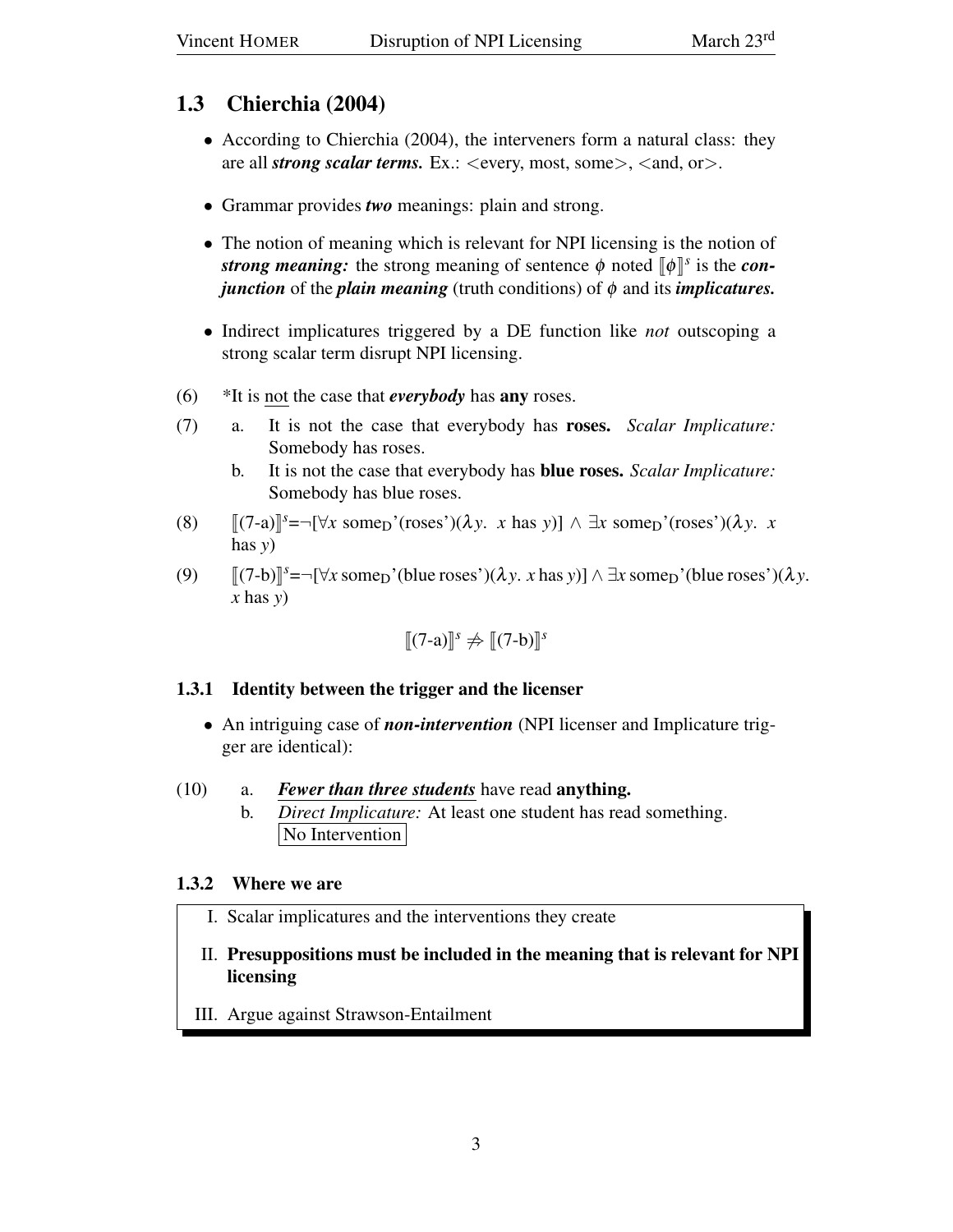## 1.3 Chierchia (2004)

- According to Chierchia (2004), the interveners form a natural class: they are all ***strong scalar terms.*** Ex.: <every, most, some>, <and, or>.
- Grammar provides ***two*** meanings: plain and strong.
- The notion of meaning which is relevant for NPI licensing is the notion of ***strong meaning:*** the strong meaning of sentence $\phi$ noted $[\![\phi]\!]^s$ is the ***conjunction*** of the ***plain meaning*** (truth conditions) of $\phi$ and its ***implicatures.***
- Indirect implicatures triggered by a DE function like *not* outscoping a strong scalar term disrupt NPI licensing.

(6) *It is not the case that ***everybody*** has **any** roses.

(7)
  a. It is not the case that everybody has **roses.** *Scalar Implicature:* Somebody has roses.
  b. It is not the case that everybody has **blue roses.** *Scalar Implicature:* Somebody has blue roses.

(8) $[\![(7\text{-a})]\!]^s = \neg[\forall x\ \text{some}_D\text{'(roses')}(\lambda y.\ x \text{ has } y)] \wedge \exists x\ \text{some}_D\text{'(roses')}(\lambda y.\ x \text{ has } y)$

(9) $[\![(7\text{-b})]\!]^s = \neg[\forall x\ \text{some}_D\text{'(blue roses')}(\lambda y.\ x \text{ has } y)] \wedge \exists x\ \text{some}_D\text{'(blue roses')}(\lambda y.\ x \text{ has } y)$

$$[\![(7\text{-a})]\!]^s \not\Rightarrow [\![(7\text{-b})]\!]^s$$

### 1.3.1 Identity between the trigger and the licenser

- An intriguing case of ***non-intervention*** (NPI licenser and Implicature trigger are identical):

(10)
  a. ***Fewer than three students*** have read **anything.**
  b. *Direct Implicature:* At least one student has read something. No Intervention

### 1.3.2 Where we are

I. Scalar implicatures and the interventions they create

II. **Presuppositions must be included in the meaning that is relevant for NPI licensing**

III. Argue against Strawson-Entailment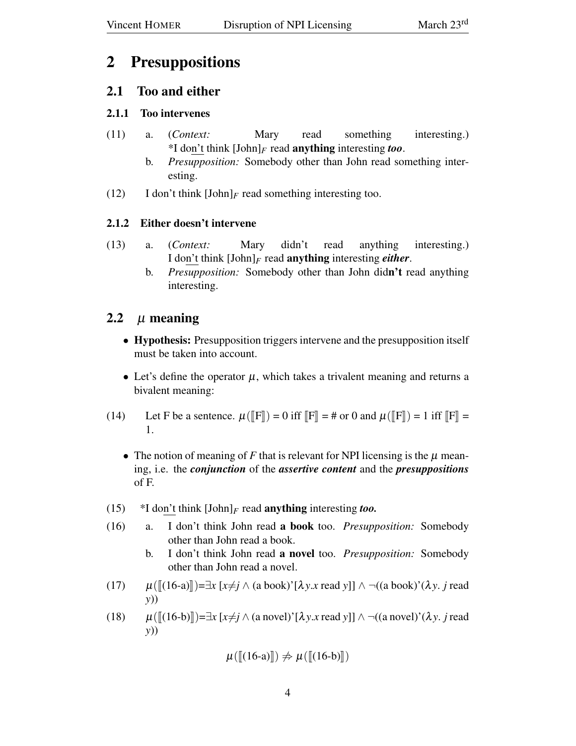# 2 Presuppositions

## 2.1 Too and either

### 2.1.1 Too intervenes

(11) a. (*Context:* Mary read something interesting.)
*I do<u>n't</u> think $[\text{John}]_F$ read **anything** interesting ***too***.

b. *Presupposition:* Somebody other than John read something interesting.

(12) I don't think $[\text{John}]_F$ read something interesting too.

### 2.1.2 Either doesn't intervene

(13) a. (*Context:* Mary didn't read anything interesting.)
I do<u>n't</u> think $[\text{John}]_F$ read **anything** interesting ***either***.

b. *Presupposition:* Somebody other than John did**n't** read anything interesting.

## 2.2 $\mu$ meaning

- **Hypothesis:** Presupposition triggers intervene and the presupposition itself must be taken into account.

- Let's define the operator $\mu$, which takes a trivalent meaning and returns a bivalent meaning:

(14) Let F be a sentence. $\mu([\![\text{F}]\!]) = 0$ iff $[\![\text{F}]\!] = \#$ or $0$ and $\mu([\![\text{F}]\!]) = 1$ iff $[\![\text{F}]\!] = 1$.

- The notion of meaning of *F* that is relevant for NPI licensing is the $\mu$ meaning, i.e. the ***conjunction*** of the ***assertive content*** and the ***presuppositions*** of F.

(15) *I do<u>n't</u> think $[\text{John}]_F$ read **anything** interesting ***too.***

(16) a. I don't think John read **a book** too. *Presupposition:* Somebody other than John read a book.

b. I don't think John read **a novel** too. *Presupposition:* Somebody other than John read a novel.

(17) $\mu([\![\text{(16-a)}]\!]) = \exists x\, [x \neq j \wedge \text{(a book)'}[\lambda y. x \text{ read } y]] \wedge \neg(\text{(a book)'}(\lambda y.\, j \text{ read } y))$

(18) $\mu([\![\text{(16-b)}]\!]) = \exists x\, [x \neq j \wedge \text{(a novel)'}[\lambda y. x \text{ read } y]] \wedge \neg(\text{(a novel)'}(\lambda y.\, j \text{ read } y))$

$$\mu([\![\text{(16-a)}]\!]) \not\Rightarrow \mu([\![\text{(16-b)}]\!])$$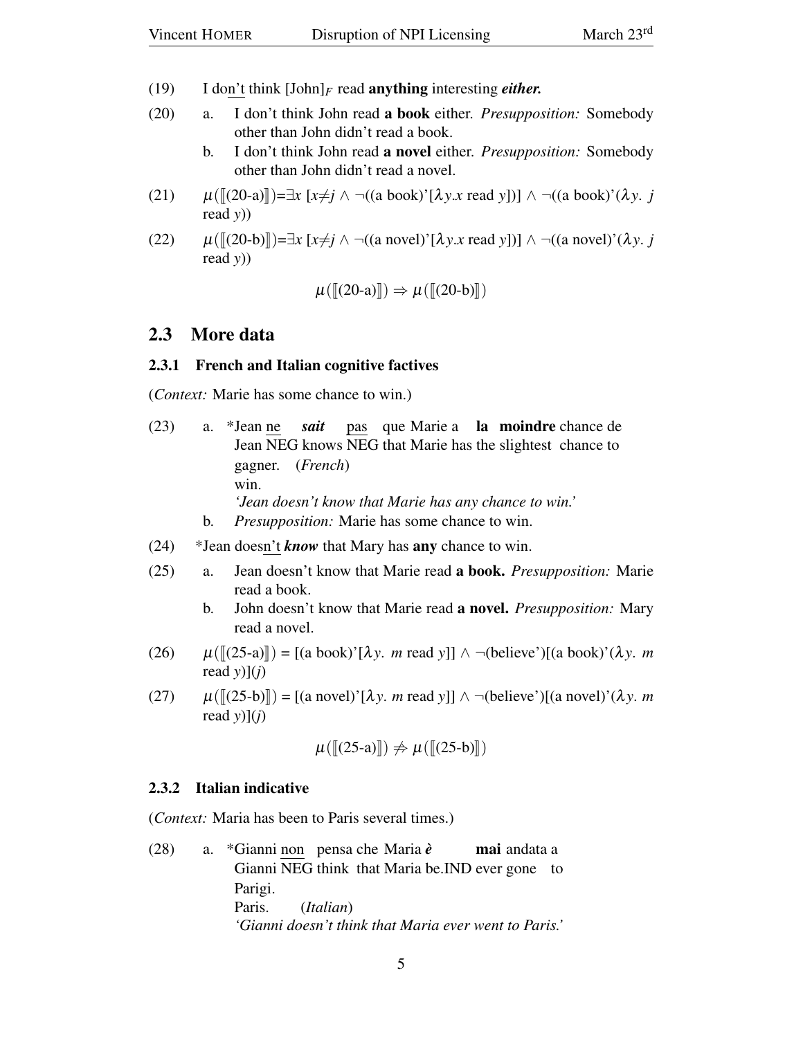(19) I do<u>n't</u> think $[\text{John}]_F$ read **anything** interesting ***either.***

(20) a. I don't think John read **a book** either. *Presupposition:* Somebody other than John didn't read a book.

b. I don't think John read **a novel** either. *Presupposition:* Somebody other than John didn't read a novel.

(21) $\mu([\![(20\text{-a})]\!])=\exists x\ [x \neq j \wedge \neg((\text{a book})'[\lambda y.x \text{ read } y])] \wedge \neg((\text{a book})'(\lambda y.\ j \text{ read } y))$

(22) $\mu([\![(20\text{-b})]\!])=\exists x\ [x \neq j \wedge \neg((\text{a novel})'[\lambda y.x \text{ read } y])] \wedge \neg((\text{a novel})'(\lambda y.\ j \text{ read } y))$

$$\mu([\![(20\text{-a})]\!]) \Rightarrow \mu([\![(20\text{-b})]\!])$$

## 2.3 More data

### 2.3.1 French and Italian cognitive factives

(*Context:* Marie has some chance to win.)

(23) a. \*Jean <u>ne</u> ***sait*** <u>pas</u> que Marie a **la moindre** chance de gagner. (*French*)
Jean NEG knows NEG that Marie has the slightest chance to win.
*'Jean doesn't know that Marie has any chance to win.'*

b. *Presupposition:* Marie has some chance to win.

(24) \*Jean does<u>n't</u> ***know*** that Mary has **any** chance to win.

(25) a. Jean doesn't know that Marie read **a book.** *Presupposition:* Marie read a book.

b. John doesn't know that Marie read **a novel.** *Presupposition:* Mary read a novel.

(26) $\mu([\![(25\text{-a})]\!]) = [(\text{a book})'[\lambda y.\ m \text{ read } y]] \wedge \neg(\text{believe}')[(\text{a book})'(\lambda y.\ m \text{ read } y)](j)$

(27) $\mu([\![(25\text{-b})]\!]) = [(\text{a novel})'[\lambda y.\ m \text{ read } y]] \wedge \neg(\text{believe}')[(\text{a novel})'(\lambda y.\ m \text{ read } y)](j)$

$$\mu([\![(25\text{-a})]\!]) \not\Rightarrow \mu([\![(25\text{-b})]\!])$$

### 2.3.2 Italian indicative

(*Context:* Maria has been to Paris several times.)

(28) a. \*Gianni <u>non</u> pensa che Maria ***è*** **mai** andata a Parigi. (*Italian*)
Gianni NEG think that Maria be.IND ever gone to Paris.
*'Gianni doesn't think that Maria ever went to Paris.'*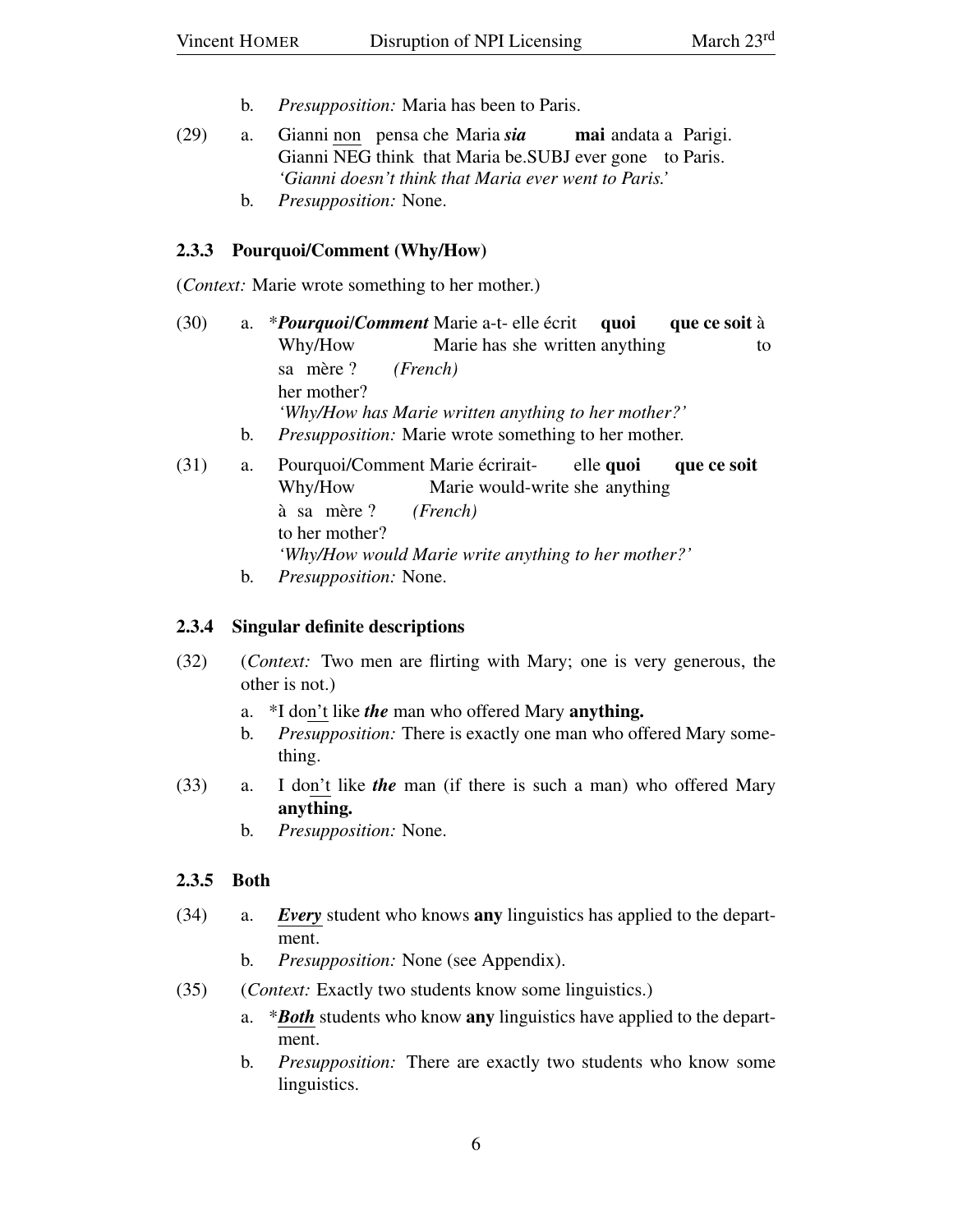b. *Presupposition:* Maria has been to Paris.

(29) a. Gianni non pensa che Maria ***sia*** **mai** andata a Parigi.
Gianni NEG think that Maria be.SUBJ ever gone to Paris.
*'Gianni doesn't think that Maria ever went to Paris.'*

b. *Presupposition:* None.

### 2.3.3 Pourquoi/Comment (Why/How)

(*Context:* Marie wrote something to her mother.)

(30) a. \****Pourquoi/Comment*** Marie a-t- elle écrit **quoi que ce soit** à sa mère ? *(French)*
Why/How Marie has she written anything to her mother?
*'Why/How has Marie written anything to her mother?'*

b. *Presupposition:* Marie wrote something to her mother.

(31) a. Pourquoi/Comment Marie écrirait- elle **quoi que ce soit** à sa mère ? *(French)*
Why/How Marie would-write she anything to her mother?
*'Why/How would Marie write anything to her mother?'*

b. *Presupposition:* None.

### 2.3.4 Singular definite descriptions

(32) (*Context:* Two men are flirting with Mary; one is very generous, the other is not.)

a. \*I don't like ***the*** man who offered Mary **anything.**

b. *Presupposition:* There is exactly one man who offered Mary something.

(33) a. I don't like ***the*** man (if there is such a man) who offered Mary **anything.**

b. *Presupposition:* None.

### 2.3.5 Both

(34) a. ***Every*** student who knows **any** linguistics has applied to the department.

b. *Presupposition:* None (see Appendix).

(35) (*Context:* Exactly two students know some linguistics.)

a. \****Both*** students who know **any** linguistics have applied to the department.

b. *Presupposition:* There are exactly two students who know some linguistics.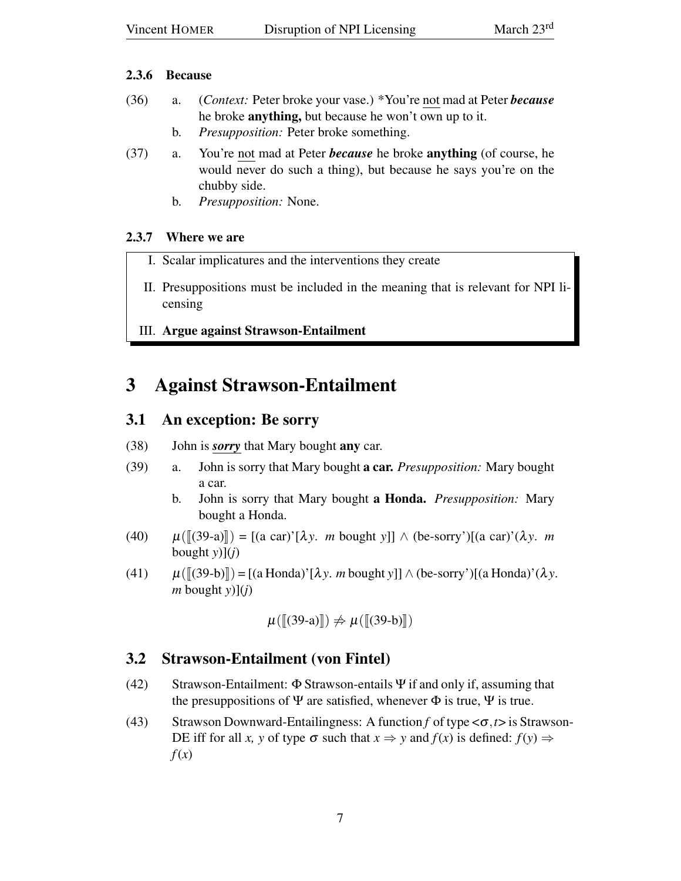### 2.3.6 Because

(36) a. (*Context:* Peter broke your vase.) *You're not mad at Peter ***because*** he broke **anything,** but because he won't own up to it.

b. *Presupposition:* Peter broke something.

(37) a. You're not mad at Peter ***because*** he broke **anything** (of course, he would never do such a thing), but because he says you're on the chubby side.

b. *Presupposition:* None.

### 2.3.7 Where we are

> I. Scalar implicatures and the interventions they create
>
> II. Presuppositions must be included in the meaning that is relevant for NPI licensing
>
> III. **Argue against Strawson-Entailment**

# 3 Against Strawson-Entailment

## 3.1 An exception: Be sorry

(38) John is ***sorry*** that Mary bought **any** car.

(39) a. John is sorry that Mary bought **a car.** *Presupposition:* Mary bought a car.

b. John is sorry that Mary bought **a Honda.** *Presupposition:* Mary bought a Honda.

(40) $\mu([\![\text{(39-a)}]\!])$ = [(a car)'[$\lambda y.$ *m* bought *y*]] $\wedge$ (be-sorry')[(a car)'($\lambda y.$ *m* bought *y*)](*j*)

(41) $\mu([\![\text{(39-b)}]\!])$ = [(a Honda)'[$\lambda y.$ *m* bought *y*]] $\wedge$ (be-sorry')[(a Honda)'($\lambda y.$ *m* bought *y*)](*j*)

$$\mu([\![\text{(39-a)}]\!]) \not\Rightarrow \mu([\![\text{(39-b)}]\!])$$

## 3.2 Strawson-Entailment (von Fintel)

(42) Strawson-Entailment: $\Phi$ Strawson-entails $\Psi$ if and only if, assuming that the presuppositions of $\Psi$ are satisfied, whenever $\Phi$ is true, $\Psi$ is true.

(43) Strawson Downward-Entailingness: A function $f$ of type $<\sigma,t>$ is Strawson-DE iff for all $x$, $y$ of type $\sigma$ such that $x \Rightarrow y$ and $f(x)$ is defined: $f(y) \Rightarrow f(x)$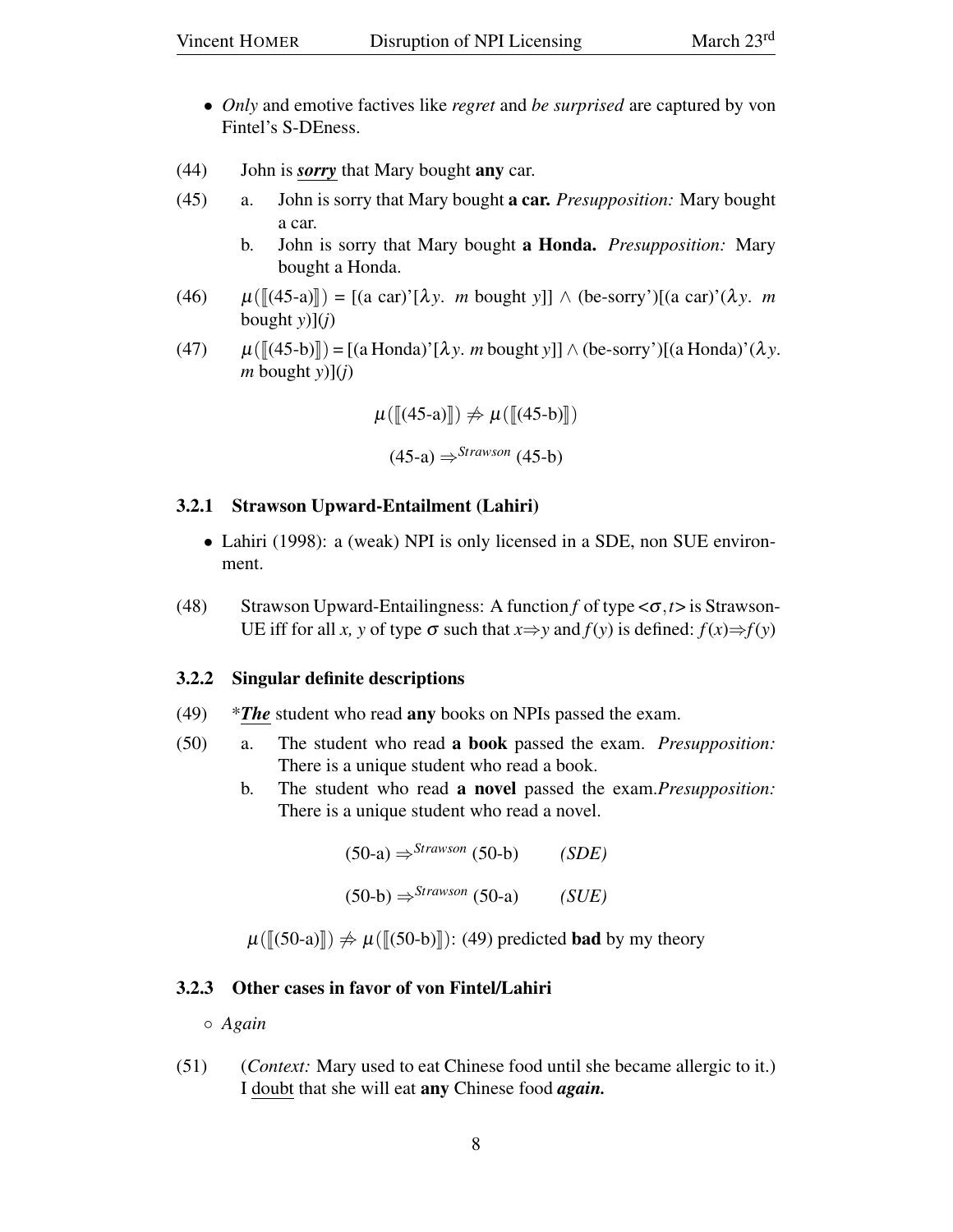- *Only* and emotive factives like *regret* and *be surprised* are captured by von Fintel's S-DEness.

(44) John is ***sorry*** that Mary bought **any** car.

(45) a. John is sorry that Mary bought **a car.** *Presupposition:* Mary bought a car.

b. John is sorry that Mary bought **a Honda.** *Presupposition:* Mary bought a Honda.

(46) $\mu([\![(45\text{-a})]\!])$ = [(a car)'[$\lambda y$. *m* bought *y*]] $\wedge$ (be-sorry')[(a car)'($\lambda y$. *m* bought *y*)](*j*)

(47) $\mu([\![(45\text{-b})]\!])$ = [(a Honda)'[$\lambda y$. *m* bought *y*]] $\wedge$ (be-sorry')[(a Honda)'($\lambda y$. *m* bought *y*)](*j*)

$$\mu([\![(45\text{-a})]\!]) \not\Rightarrow \mu([\![(45\text{-b})]\!])$$

$$(45\text{-a}) \Rightarrow^{Strawson} (45\text{-b})$$

### 3.2.1 Strawson Upward-Entailment (Lahiri)

- Lahiri (1998): a (weak) NPI is only licensed in a SDE, non SUE environment.

(48) Strawson Upward-Entailingness: A function *f* of type $<\sigma, t>$ is Strawson-UE iff for all *x, y* of type $\sigma$ such that $x \Rightarrow y$ and $f(y)$ is defined: $f(x) \Rightarrow f(y)$

### 3.2.2 Singular definite descriptions

(49) \****The*** student who read **any** books on NPIs passed the exam.

(50) a. The student who read **a book** passed the exam. *Presupposition:* There is a unique student who read a book.

b. The student who read **a novel** passed the exam.*Presupposition:* There is a unique student who read a novel.

$$(50\text{-a}) \Rightarrow^{Strawson} (50\text{-b}) \qquad \textit{(SDE)}$$

$$(50\text{-b}) \Rightarrow^{Strawson} (50\text{-a}) \qquad \textit{(SUE)}$$

$\mu([\![(50\text{-a})]\!]) \not\Rightarrow \mu([\![(50\text{-b})]\!])$: (49) predicted **bad** by my theory

### 3.2.3 Other cases in favor of von Fintel/Lahiri

- *Again*

(51) (*Context:* Mary used to eat Chinese food until she became allergic to it.) I doubt that she will eat **any** Chinese food ***again.***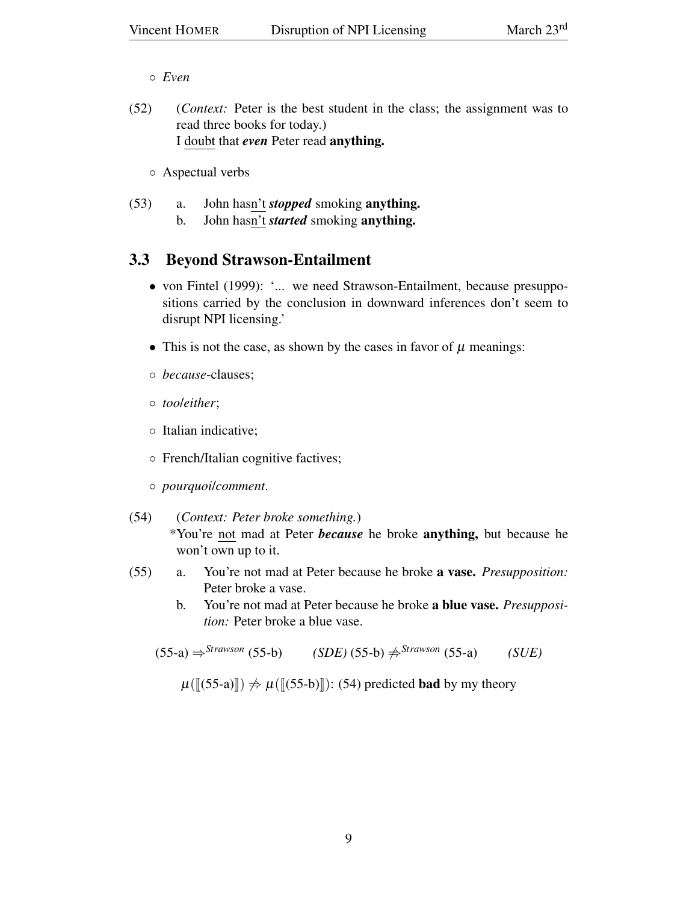◦ *Even*

(52) (*Context:* Peter is the best student in the class; the assignment was to read three books for today.)
I doubt that ***even*** Peter read **anything.**

◦ Aspectual verbs

(53) a. John hasn't ***stopped*** smoking **anything.**
b. John hasn't ***started*** smoking **anything.**

## 3.3 Beyond Strawson-Entailment

- von Fintel (1999): '... we need Strawson-Entailment, because presuppositions carried by the conclusion in downward inferences don't seem to disrupt NPI licensing.'

- This is not the case, as shown by the cases in favor of $\mu$ meanings:

◦ *because*-clauses;

◦ *too*/*either*;

◦ Italian indicative;

◦ French/Italian cognitive factives;

◦ *pourquoi*/*comment*.

(54) (*Context: Peter broke something.*)
*You're not mad at Peter ***because*** he broke **anything,** but because he won't own up to it.

(55) a. You're not mad at Peter because he broke **a vase.** *Presupposition:* Peter broke a vase.
b. You're not mad at Peter because he broke **a blue vase.** *Presupposition:* Peter broke a blue vase.

(55-a) $\Rightarrow^{Strawson}$ (55-b) *(SDE)* (55-b) $\not\Rightarrow^{Strawson}$ (55-a) *(SUE)*

$\mu([\![(55\text{-a})]\!]) \not\Rightarrow \mu([\![(55\text{-b})]\!])$: (54) predicted **bad** by my theory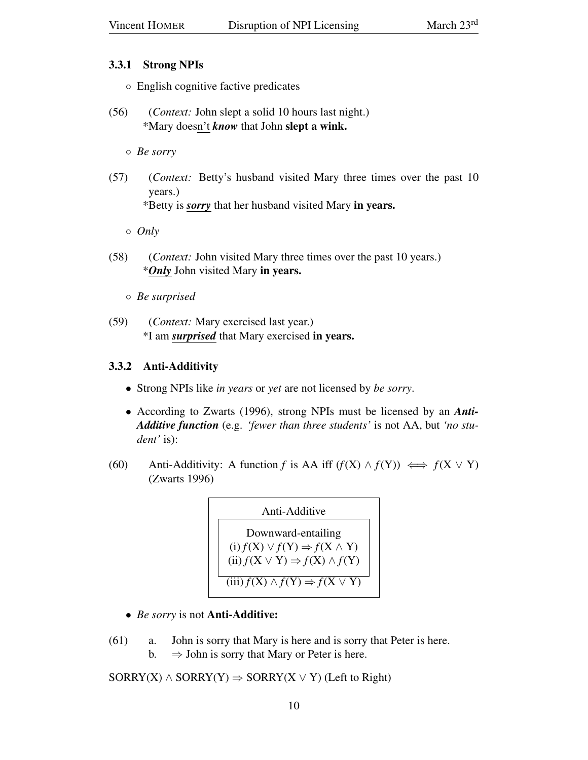### 3.3.1 Strong NPIs

- English cognitive factive predicates

(56) (*Context:* John slept a solid 10 hours last night.)
\*Mary doesn't ***know*** that John **slept a wink.**

- *Be sorry*

(57) (*Context:* Betty's husband visited Mary three times over the past 10 years.)
\*Betty is ***sorry*** that her husband visited Mary **in years.**

- *Only*

(58) (*Context:* John visited Mary three times over the past 10 years.)
\****Only*** John visited Mary **in years.**

- *Be surprised*

(59) (*Context:* Mary exercised last year.)
\*I am ***surprised*** that Mary exercised **in years.**

### 3.3.2 Anti-Additivity

- Strong NPIs like *in years* or *yet* are not licensed by *be sorry*.
- According to Zwarts (1996), strong NPIs must be licensed by an ***Anti-Additive function*** (e.g. *'fewer than three students'* is not AA, but *'no student'* is):

(60) Anti-Additivity: A function $f$ is AA iff $(f(\mathrm{X}) \wedge f(\mathrm{Y})) \iff f(\mathrm{X} \vee \mathrm{Y})$ (Zwarts 1996)

Anti-Additive

- Downward-entailing
  - (i) $f(\mathrm{X}) \vee f(\mathrm{Y}) \Rightarrow f(\mathrm{X} \wedge \mathrm{Y})$
  - (ii) $f(\mathrm{X} \vee \mathrm{Y}) \Rightarrow f(\mathrm{X}) \wedge f(\mathrm{Y})$
- (iii) $f(\mathrm{X}) \wedge f(\mathrm{Y}) \Rightarrow f(\mathrm{X} \vee \mathrm{Y})$

- *Be sorry* is not **Anti-Additive:**

(61) a. John is sorry that Mary is here and is sorry that Peter is here.
b. $\Rightarrow$ John is sorry that Mary or Peter is here.

$\mathrm{SORRY(X)} \wedge \mathrm{SORRY(Y)} \Rightarrow \mathrm{SORRY(X \vee Y)}$ (Left to Right)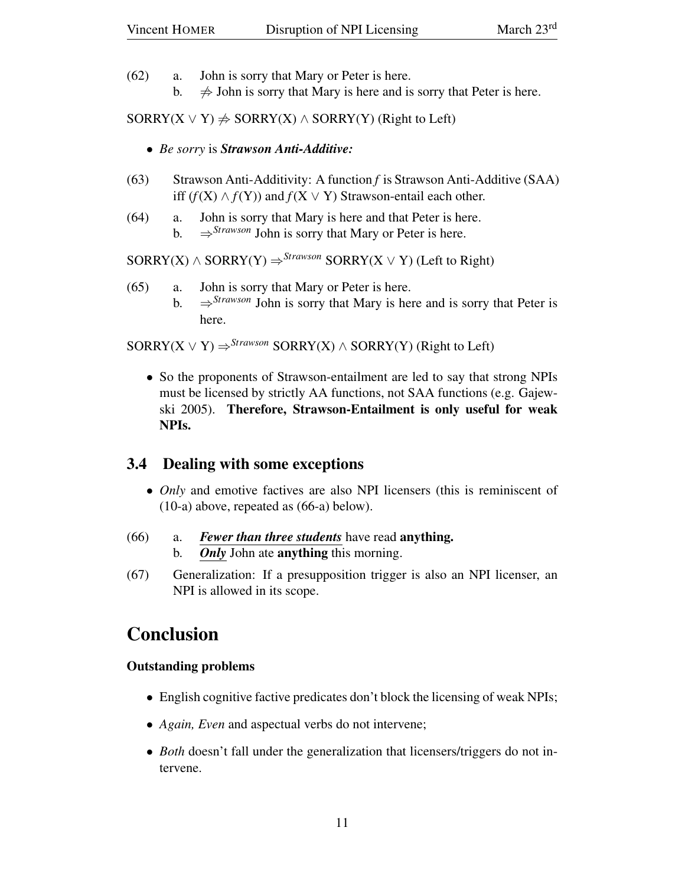(62) a. John is sorry that Mary or Peter is here.
  b. $\not\Leftarrow$ John is sorry that Mary is here and is sorry that Peter is here.

SORRY(X $\vee$ Y) $\not\Leftarrow$ SORRY(X) $\wedge$ SORRY(Y) (Right to Left)

- *Be sorry* is ***Strawson Anti-Additive:***

(63) Strawson Anti-Additivity: A function *f* is Strawson Anti-Additive (SAA) iff ($f$(X) $\wedge$ $f$(Y)) and $f$(X $\vee$ Y) Strawson-entail each other.

(64) a. John is sorry that Mary is here and that Peter is here.
  b. $\Rightarrow^{Strawson}$ John is sorry that Mary or Peter is here.

SORRY(X) $\wedge$ SORRY(Y) $\Rightarrow^{Strawson}$ SORRY(X $\vee$ Y) (Left to Right)

(65) a. John is sorry that Mary or Peter is here.
  b. $\Rightarrow^{Strawson}$ John is sorry that Mary is here and is sorry that Peter is here.

SORRY(X $\vee$ Y) $\Rightarrow^{Strawson}$ SORRY(X) $\wedge$ SORRY(Y) (Right to Left)

- So the proponents of Strawson-entailment are led to say that strong NPIs must be licensed by strictly AA functions, not SAA functions (e.g. Gajewski 2005). **Therefore, Strawson-Entailment is only useful for weak NPIs.**

## 3.4 Dealing with some exceptions

- *Only* and emotive factives are also NPI licensers (this is reminiscent of (10-a) above, repeated as (66-a) below).

(66) a. ***Fewer than three students*** have read **anything.**
  b. ***Only*** John ate **anything** this morning.

(67) Generalization: If a presupposition trigger is also an NPI licenser, an NPI is allowed in its scope.

# Conclusion

**Outstanding problems**

- English cognitive factive predicates don't block the licensing of weak NPIs;
- *Again, Even* and aspectual verbs do not intervene;
- *Both* doesn't fall under the generalization that licensers/triggers do not intervene.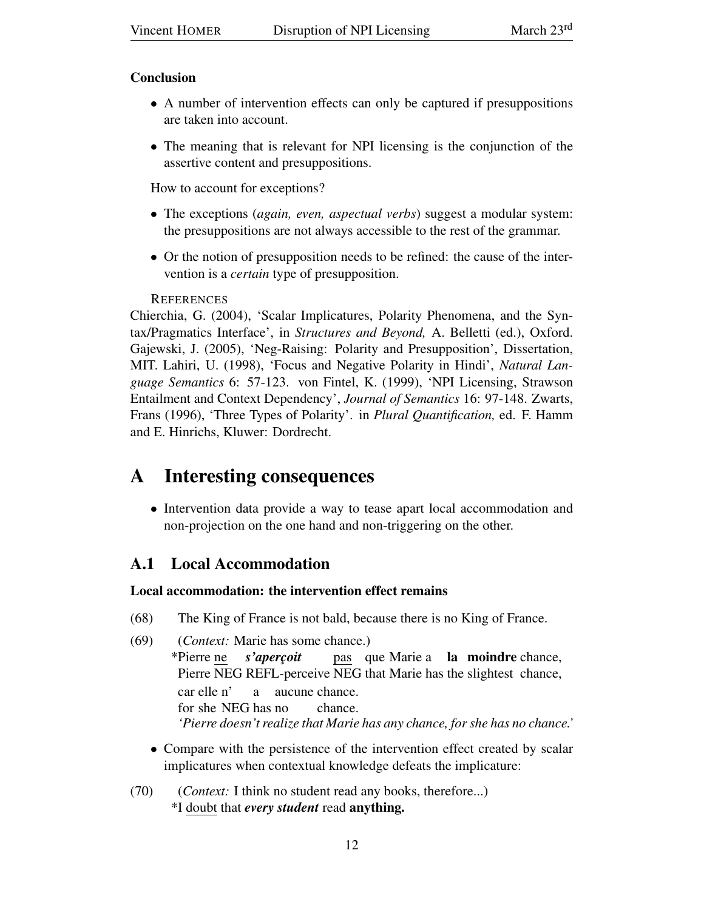**Conclusion**

- A number of intervention effects can only be captured if presuppositions are taken into account.
- The meaning that is relevant for NPI licensing is the conjunction of the assertive content and presuppositions.

How to account for exceptions?

- The exceptions (*again, even, aspectual verbs*) suggest a modular system: the presuppositions are not always accessible to the rest of the grammar.
- Or the notion of presupposition needs to be refined: the cause of the intervention is a *certain* type of presupposition.

REFERENCES

Chierchia, G. (2004), 'Scalar Implicatures, Polarity Phenomena, and the Syntax/Pragmatics Interface', in *Structures and Beyond,* A. Belletti (ed.), Oxford. Gajewski, J. (2005), 'Neg-Raising: Polarity and Presupposition', Dissertation, MIT. Lahiri, U. (1998), 'Focus and Negative Polarity in Hindi', *Natural Language Semantics* 6: 57-123. von Fintel, K. (1999), 'NPI Licensing, Strawson Entailment and Context Dependency', *Journal of Semantics* 16: 97-148. Zwarts, Frans (1996), 'Three Types of Polarity'. in *Plural Quantification,* ed. F. Hamm and E. Hinrichs, Kluwer: Dordrecht.

# A Interesting consequences

- Intervention data provide a way to tease apart local accommodation and non-projection on the one hand and non-triggering on the other.

## A.1 Local Accommodation

**Local accommodation: the intervention effect remains**

(68) The King of France is not bald, because there is no King of France.

(69) (*Context:* Marie has some chance.)
\*Pierre <u>ne</u> ***s'aperçoit*** <u>pas</u> que Marie a **la moindre** chance,
Pierre NEG REFL-perceive NEG that Marie has the slightest chance,
car elle n' a aucune chance.
for she NEG has no chance.
*'Pierre doesn't realize that Marie has any chance, for she has no chance.'*

- Compare with the persistence of the intervention effect created by scalar implicatures when contextual knowledge defeats the implicature:

(70) (*Context:* I think no student read any books, therefore...)
\*I <u>doubt</u> that ***every student*** read **anything.**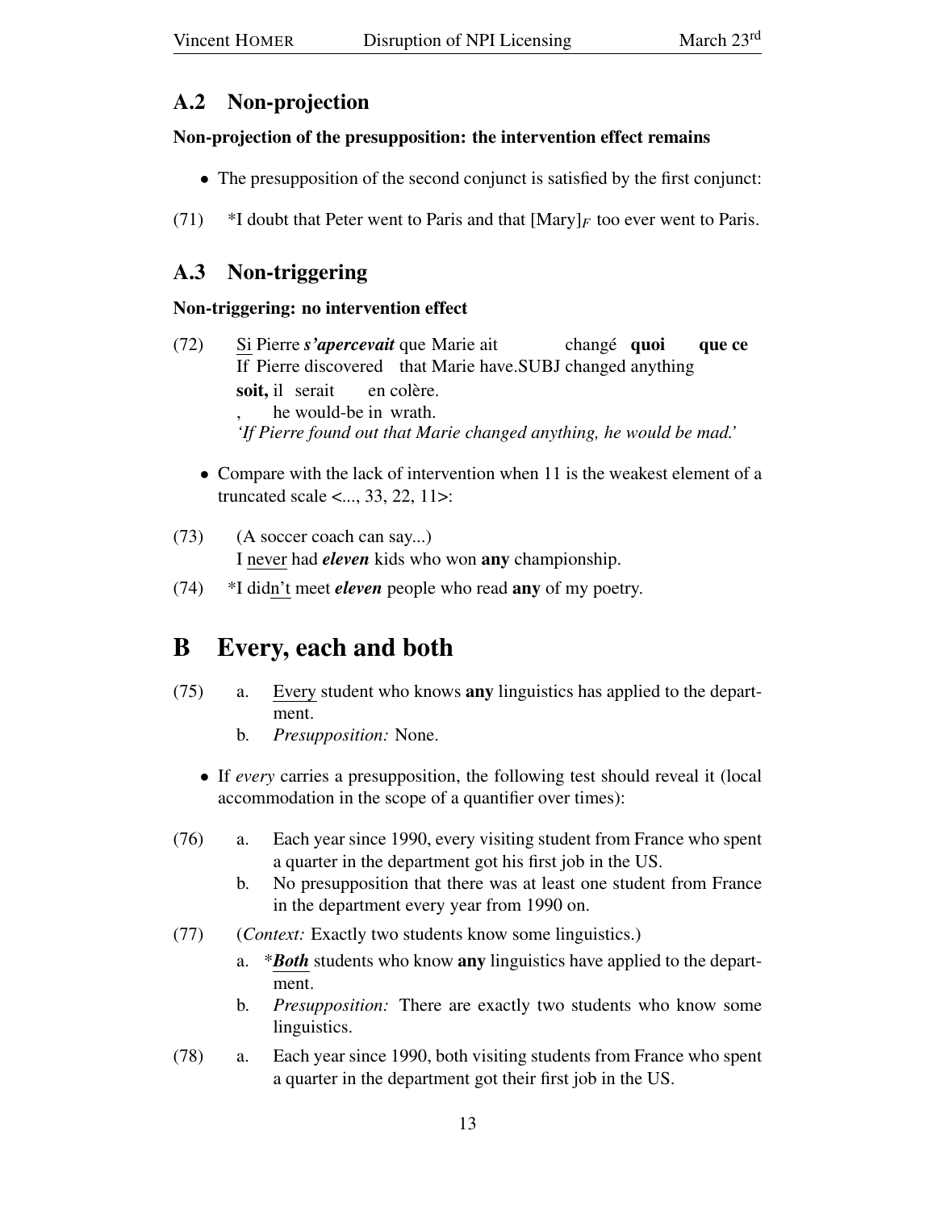## A.2 Non-projection

**Non-projection of the presupposition: the intervention effect remains**

- The presupposition of the second conjunct is satisfied by the first conjunct:

(71) *I doubt that Peter went to Paris and that [Mary]$_F$ too ever went to Paris.

## A.3 Non-triggering

**Non-triggering: no intervention effect**

(72) <u>Si</u> Pierre ***s'apercevait*** que Marie ait changé **quoi que ce soit,** il serait en colère.
If Pierre discovered that Marie have.SUBJ changed anything , he would-be in wrath.
*'If Pierre found out that Marie changed anything, he would be mad.'*

- Compare with the lack of intervention when 11 is the weakest element of a truncated scale <..., 33, 22, 11>:

(73) (A soccer coach can say...)
I <u>never</u> had ***eleven*** kids who won **any** championship.

(74) *I did<u>n't</u> meet ***eleven*** people who read **any** of my poetry.

# B Every, each and both

(75) a. <u>Every</u> student who knows **any** linguistics has applied to the department.
b. *Presupposition:* None.

- If *every* carries a presupposition, the following test should reveal it (local accommodation in the scope of a quantifier over times):

(76) a. Each year since 1990, every visiting student from France who spent a quarter in the department got his first job in the US.
b. No presupposition that there was at least one student from France in the department every year from 1990 on.

(77) (*Context:* Exactly two students know some linguistics.)
a. *<u>***Both***</u> students who know **any** linguistics have applied to the department.
b. *Presupposition:* There are exactly two students who know some linguistics.

(78) a. Each year since 1990, both visiting students from France who spent a quarter in the department got their first job in the US.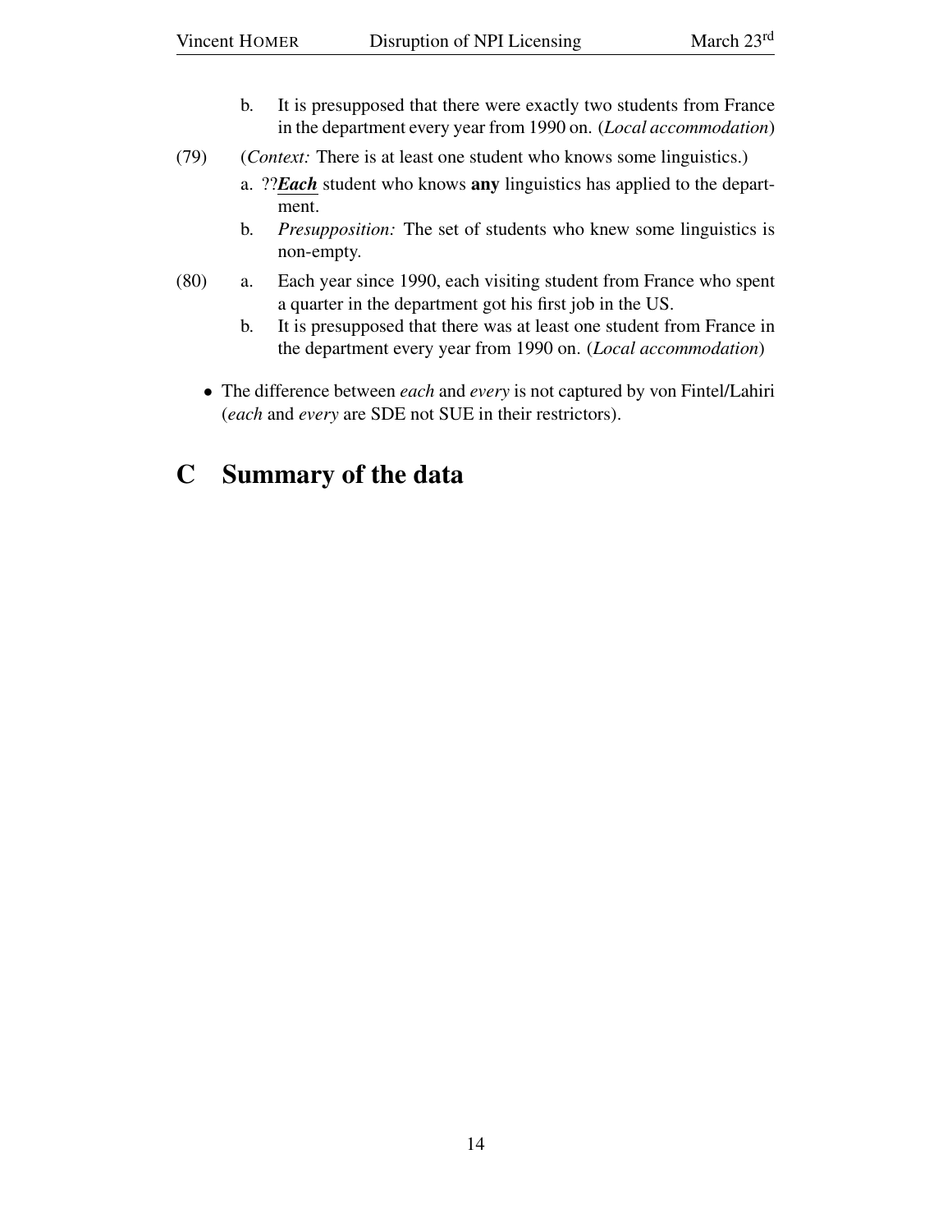b. It is presupposed that there were exactly two students from France in the department every year from 1990 on. (*Local accommodation*)

(79) (*Context:* There is at least one student who knows some linguistics.)

   a. ??***Each*** student who knows **any** linguistics has applied to the department.

   b. *Presupposition:* The set of students who knew some linguistics is non-empty.

(80) a. Each year since 1990, each visiting student from France who spent a quarter in the department got his first job in the US.

   b. It is presupposed that there was at least one student from France in the department every year from 1990 on. (*Local accommodation*)

- The difference between *each* and *every* is not captured by von Fintel/Lahiri (*each* and *every* are SDE not SUE in their restrictors).

# C Summary of the data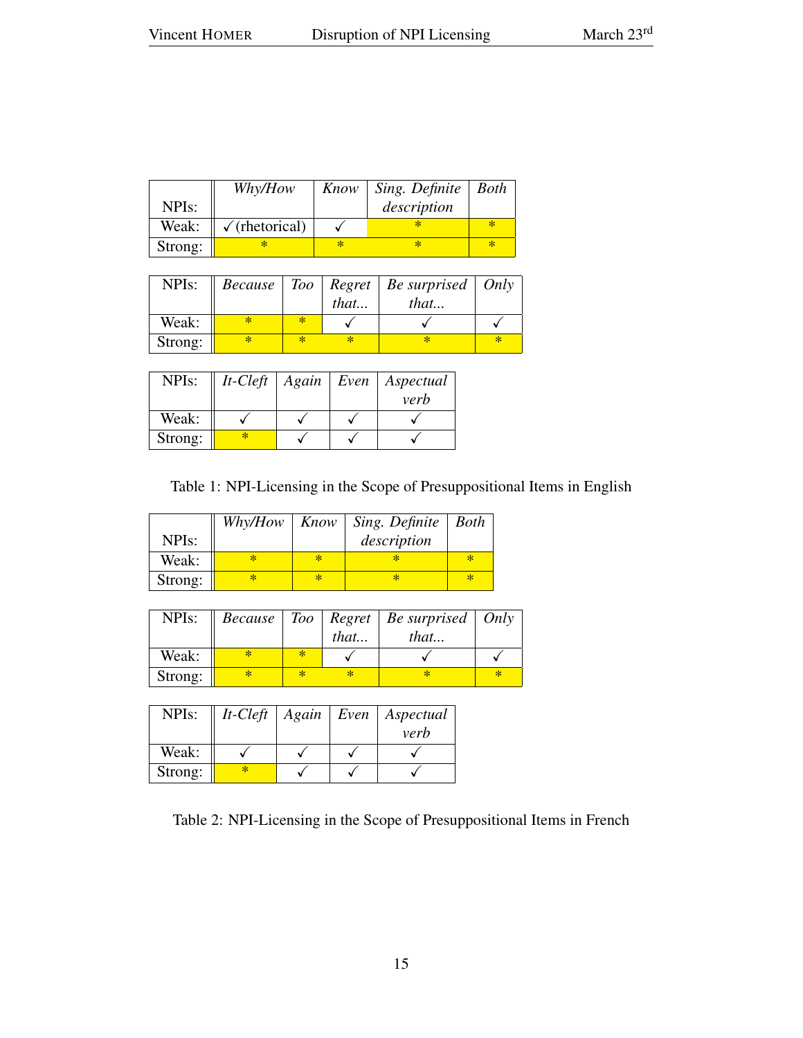| NPIs: | *Why/How* | *Know* | *Sing. Definite description* | *Both* |
|---|---|---|---|---|
| Weak: | ✓(rhetorical) | ✓ | * | * |
| Strong: | * | * | * | * |

| NPIs: | *Because* | *Too* | *Regret that...* | *Be surprised that...* | *Only* |
|---|---|---|---|---|---|
| Weak: | * | * | ✓ | ✓ | ✓ |
| Strong: | * | * | * | * | * |

| NPIs: | *It-Cleft* | *Again* | *Even* | *Aspectual verb* |
|---|---|---|---|---|
| Weak: | ✓ | ✓ | ✓ | ✓ |
| Strong: | * | ✓ | ✓ | ✓ |

Table 1: NPI-Licensing in the Scope of Presuppositional Items in English

| NPIs: | *Why/How* | *Know* | *Sing. Definite description* | *Both* |
|---|---|---|---|---|
| Weak: | * | * | * | * |
| Strong: | * | * | * | * |

| NPIs: | *Because* | *Too* | *Regret that...* | *Be surprised that...* | *Only* |
|---|---|---|---|---|---|
| Weak: | * | * | ✓ | ✓ | ✓ |
| Strong: | * | * | * | * | * |

| NPIs: | *It-Cleft* | *Again* | *Even* | *Aspectual verb* |
|---|---|---|---|---|
| Weak: | ✓ | ✓ | ✓ | ✓ |
| Strong: | * | ✓ | ✓ | ✓ |

Table 2: NPI-Licensing in the Scope of Presuppositional Items in French